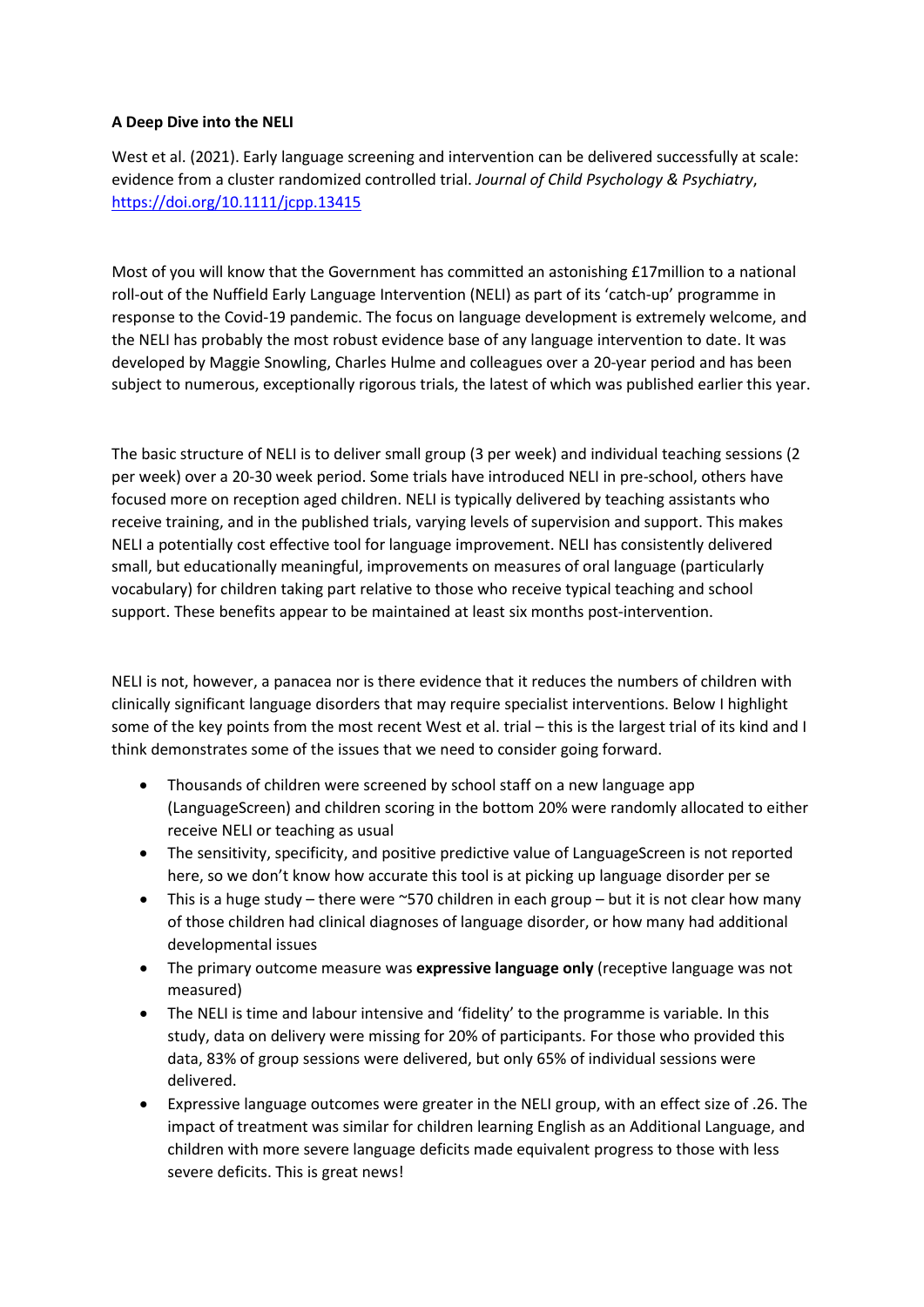**A Deep Dive into the NELI**

West et al. (2021). Early language screening and intervention can be delivered successfully at scale: evidence from a cluster randomized controlled trial. *Journal of Child Psychology & Psychiatry*, https://doi.org/10.1111/jcpp.13415

Most of you will know that the Government has committed an astonishing £17million to a national roll-out of the Nuffield Early Language Intervention (NELI) as part of its 'catch-up' programme in response to the Covid-19 pandemic. The focus on language development is extremely welcome, and the NELI has probably the most robust evidence base of any language intervention to date. It was developed by Maggie Snowling, Charles Hulme and colleagues over a 20-year period and has been subject to numerous, exceptionally rigorous trials, the latest of which was published earlier this year.

The basic structure of NELI is to deliver small group (3 per week) and individual teaching sessions (2 per week) over a 20-30 week period. Some trials have introduced NELI in pre-school, others have focused more on reception aged children. NELI is typically delivered by teaching assistants who receive training, and in the published trials, varying levels of supervision and support. This makes NELI a potentially cost effective tool for language improvement. NELI has consistently delivered small, but educationally meaningful, improvements on measures of oral language (particularly vocabulary) for children taking part relative to those who receive typical teaching and school support. These benefits appear to be maintained at least six months post-intervention.

NELI is not, however, a panacea nor is there evidence that it reduces the numbers of children with clinically significant language disorders that may require specialist interventions. Below I highlight some of the key points from the most recent West et al. trial – this is the largest trial of its kind and I think demonstrates some of the issues that we need to consider going forward.

- Thousands of children were screened by school staff on a new language app (LanguageScreen) and children scoring in the bottom 20% were randomly allocated to either receive NELI or teaching as usual
- The sensitivity, specificity, and positive predictive value of LanguageScreen is not reported here, so we don't know how accurate this tool is at picking up language disorder per se
- This is a huge study – there were ~570 children in each group – but it is not clear how many of those children had clinical diagnoses of language disorder, or how many had additional developmental issues
- The primary outcome measure was **expressive language only** (receptive language was not measured)
- The NELI is time and labour intensive and 'fidelity' to the programme is variable. In this study, data on delivery were missing for 20% of participants. For those who provided this data, 83% of group sessions were delivered, but only 65% of individual sessions were delivered.
- Expressive language outcomes were greater in the NELI group, with an effect size of .26. The impact of treatment was similar for children learning English as an Additional Language, and children with more severe language deficits made equivalent progress to those with less severe deficits. This is great news!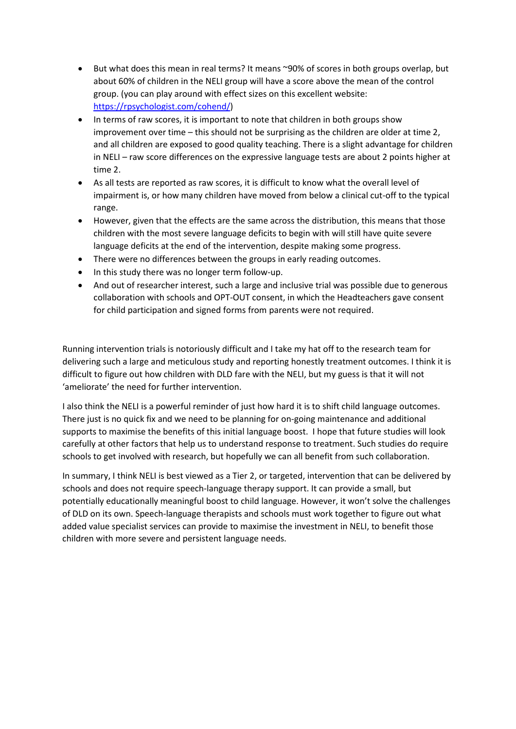- But what does this mean in real terms? It means ~90% of scores in both groups overlap, but about 60% of children in the NELI group will have a score above the mean of the control group. (you can play around with effect sizes on this excellent website: [https://rpsychologist.com/cohend/](https://rpsychologist.com/cohend/))
- In terms of raw scores, it is important to note that children in both groups show improvement over time – this should not be surprising as the children are older at time 2, and all children are exposed to good quality teaching. There is a slight advantage for children in NELI – raw score differences on the expressive language tests are about 2 points higher at time 2.
- As all tests are reported as raw scores, it is difficult to know what the overall level of impairment is, or how many children have moved from below a clinical cut-off to the typical range.
- However, given that the effects are the same across the distribution, this means that those children with the most severe language deficits to begin with will still have quite severe language deficits at the end of the intervention, despite making some progress.
- There were no differences between the groups in early reading outcomes.
- In this study there was no longer term follow-up.
- And out of researcher interest, such a large and inclusive trial was possible due to generous collaboration with schools and OPT-OUT consent, in which the Headteachers gave consent for child participation and signed forms from parents were not required.

Running intervention trials is notoriously difficult and I take my hat off to the research team for delivering such a large and meticulous study and reporting honestly treatment outcomes. I think it is difficult to figure out how children with DLD fare with the NELI, but my guess is that it will not 'ameliorate' the need for further intervention.

I also think the NELI is a powerful reminder of just how hard it is to shift child language outcomes. There just is no quick fix and we need to be planning for on-going maintenance and additional supports to maximise the benefits of this initial language boost. I hope that future studies will look carefully at other factors that help us to understand response to treatment. Such studies do require schools to get involved with research, but hopefully we can all benefit from such collaboration.

In summary, I think NELI is best viewed as a Tier 2, or targeted, intervention that can be delivered by schools and does not require speech-language therapy support. It can provide a small, but potentially educationally meaningful boost to child language. However, it won't solve the challenges of DLD on its own. Speech-language therapists and schools must work together to figure out what added value specialist services can provide to maximise the investment in NELI, to benefit those children with more severe and persistent language needs.